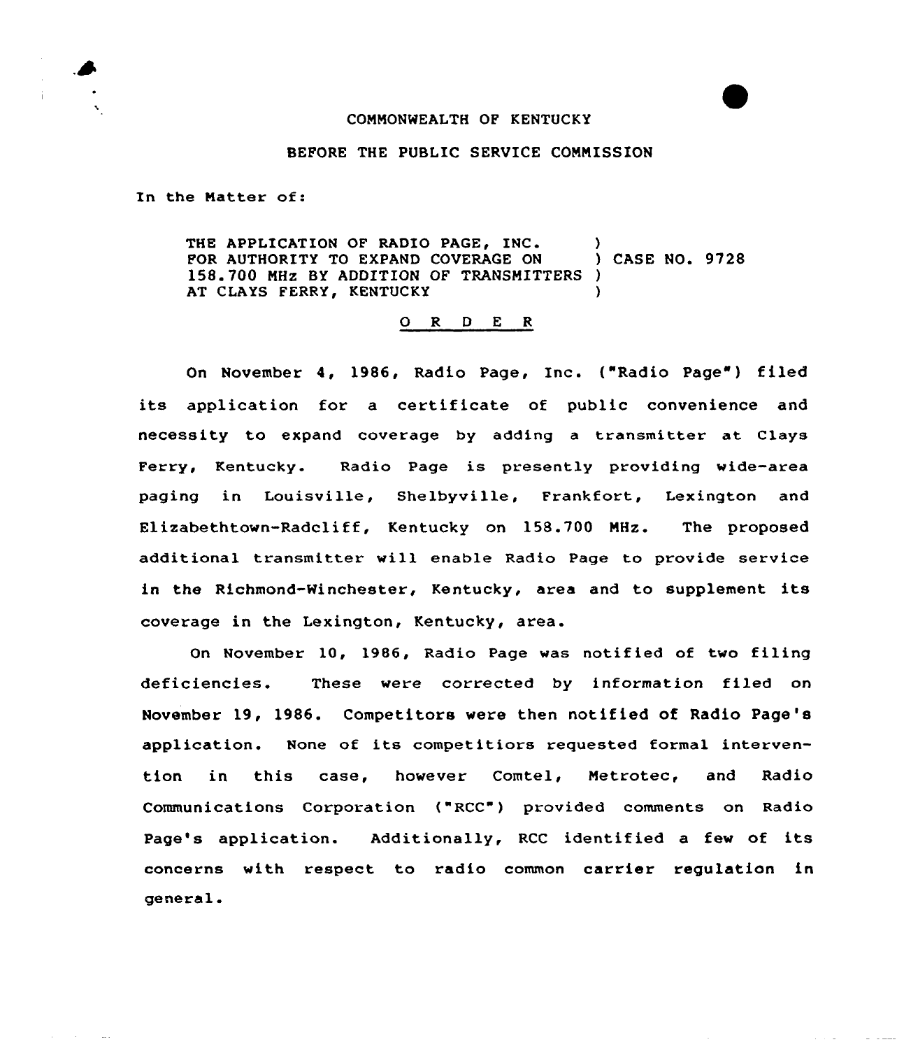COMMONWEALTH OF KENTUCKY

BEFORE THE PUBLIC SERVICE COMMISSION

In the Matter of:

THE APPLICATION OF RADIO PAGE, INC. FOR AUTHORITY TO EXPAND COVERAGE ON 158.700 MHz BY ADDITION OF TRANSMITTERS AT CLAYS FERRY, KENTUCKY ) CASE NO. 9728

O R D E R

On November 4, 1986, Radio Page, Inc. ("Radio Page") filed its application for a certificate of public convenience and necessity to expand coverage by adding a transmitter at Clays Ferry, Kentucky. Radio Page is presently providing wide-area paging in Louisville, Shelbyville, Frankfort, Lexington and Elizabethtown-Radcliff, Kentucky on 158.700 MHz. The proposed additional transmitter will enable Radio Page to provide service in the Richmond-Winchester, Kentucky, area and to supplement its coverage in the Lexington, Kentucky, area.

On November 10, 1986, Radio Page was notified of two filing deficiencies. These were corrected by information filed on November 19, 1986. Competitors were then notified of Radio Page's application. None of its competitiors requested formal intervention in this case, however Comtel, Metrotec, and Radio Communications Corporation ("RCC") provided comments on Radio Page's application. Additionally, RCC identified a few of its concerns with respect to radio common carrier regulation in general.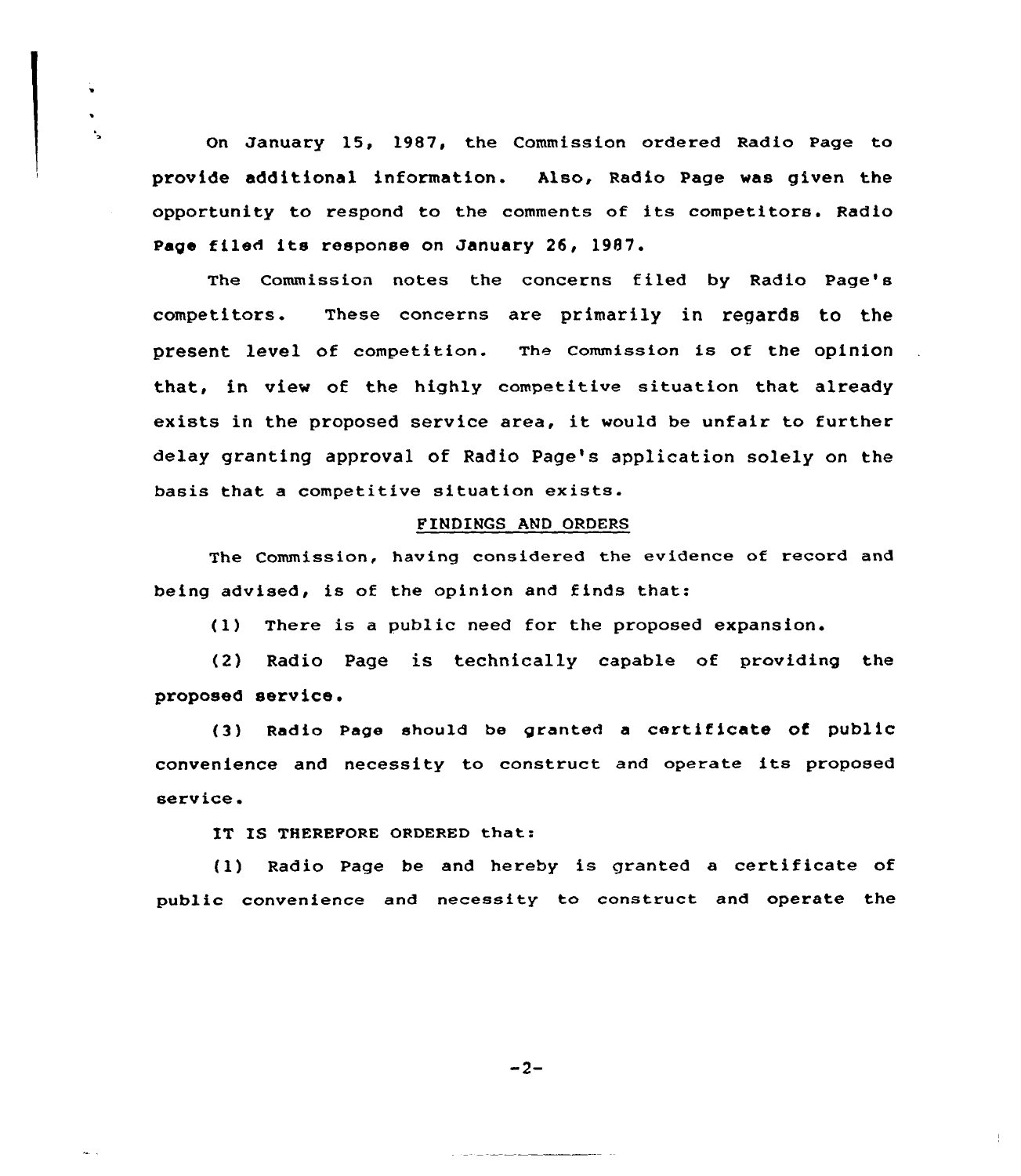On January 15, 1987, the Commission ordered Radio Page to provide additional information. Also, Radio Page was given the opportunity to respond to the comments of its competitors. Radio Page filed its response on January 26, 1987.

The Commission notes the concerns filed by Radio Page's competitors. These concerns are primarily in regards to the present level of competition. The Commission is of the opinion that, in view of the highly competitive situation that already exists in the proposed service area, it would be unfair to further delay granting approval of Radio Page's application solely on the basis that a competitive situation exists.

## FINDINGS AND ORDERS

The Commission, having considered the evidence of record and being advised, is of the opinion and finds that:

(1) There is a public need for the proposed expansion.

(2) Radio Page is technically capable of providing the proposed service.

(3) Radio Page should be granted a certificate of public convenience and necessity to construct and operate its proposed service.

IT IS THEREFORE ORDERED that:

(1) Radio Page be and hereby is granted a certificate of public convenience and necessity to construct and operate the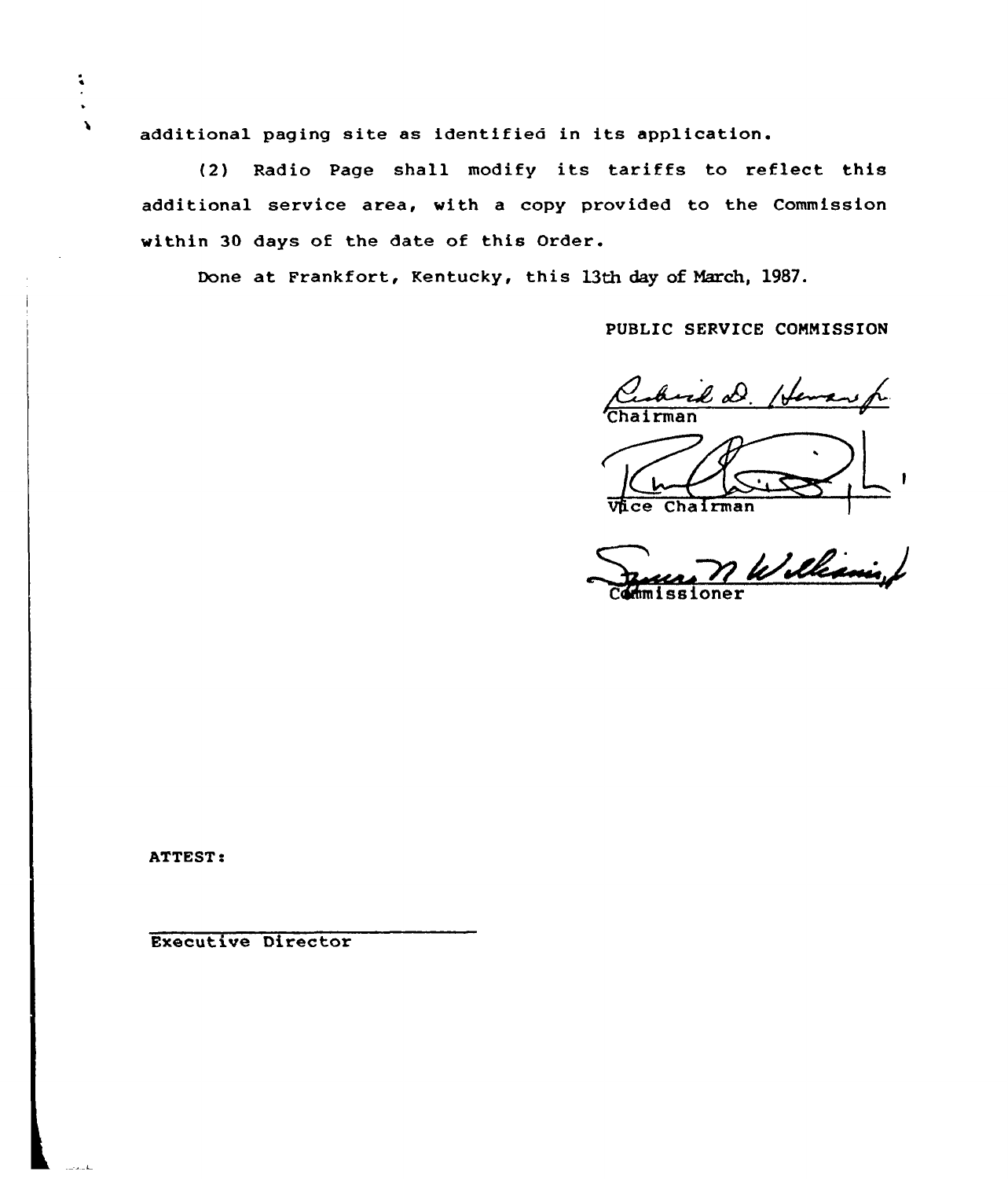additional paging site as identified in its application.

(2) Radio Page shall modify its tariffs to reflect this additional service area, with a copy provided to the Commission within 30 days of the date of this Order.

Done at Frankfort, Kentucky, this 13th day of March, 1987.

PUBLIC SERVICE COMMISSION

Chairman

Vice Chairman

Commissioner

ATTEST:

Executive Director